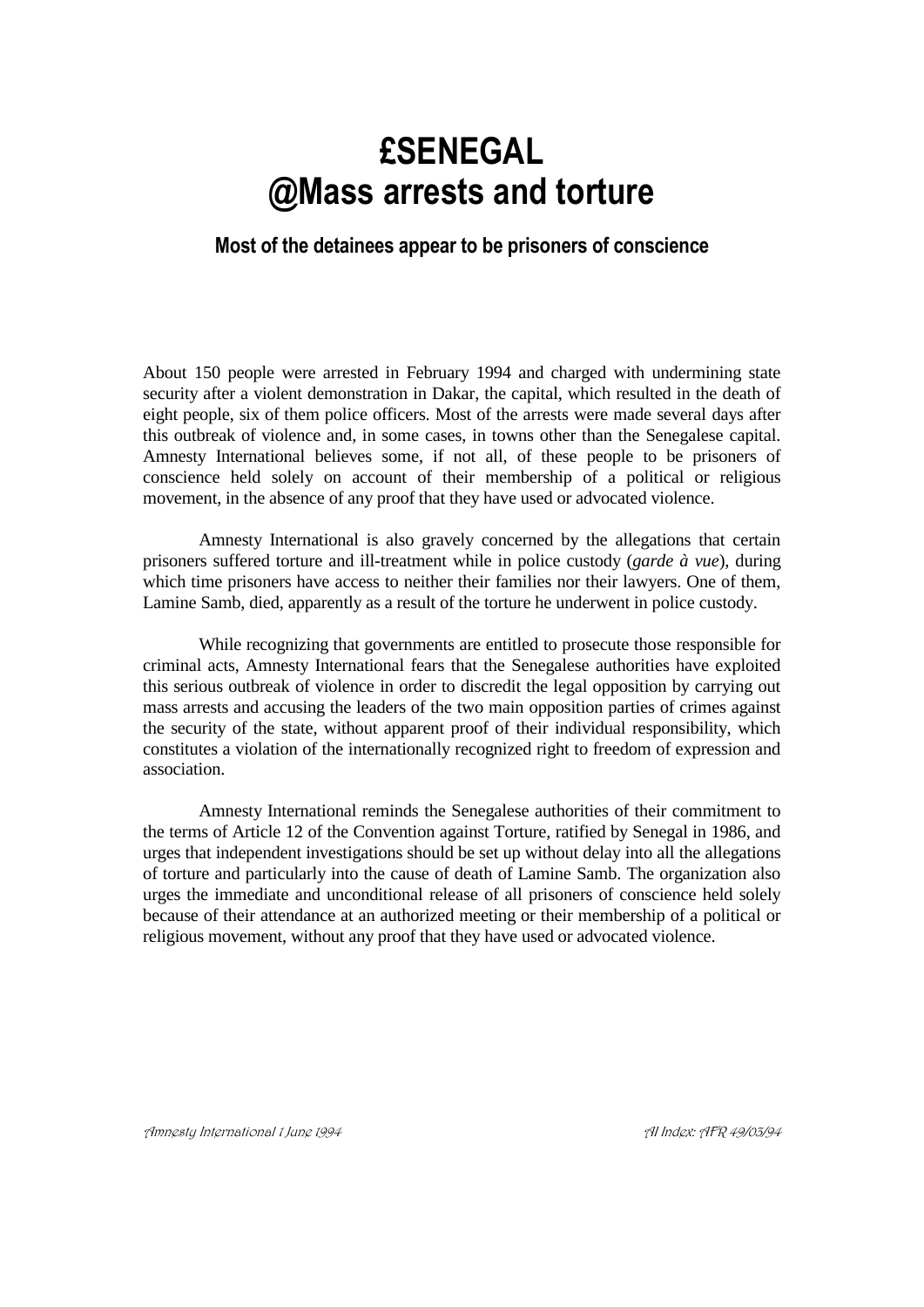# £SENEGAL
# @Mass arrests and torture

### Most of the detainees appear to be prisoners of conscience

About 150 people were arrested in February 1994 and charged with undermining state security after a violent demonstration in Dakar, the capital, which resulted in the death of eight people, six of them police officers. Most of the arrests were made several days after this outbreak of violence and, in some cases, in towns other than the Senegalese capital. Amnesty International believes some, if not all, of these people to be prisoners of conscience held solely on account of their membership of a political or religious movement, in the absence of any proof that they have used or advocated violence.

Amnesty International is also gravely concerned by the allegations that certain prisoners suffered torture and ill-treatment while in police custody (*garde à vue*), during which time prisoners have access to neither their families nor their lawyers. One of them, Lamine Samb, died, apparently as a result of the torture he underwent in police custody.

While recognizing that governments are entitled to prosecute those responsible for criminal acts, Amnesty International fears that the Senegalese authorities have exploited this serious outbreak of violence in order to discredit the legal opposition by carrying out mass arrests and accusing the leaders of the two main opposition parties of crimes against the security of the state, without apparent proof of their individual responsibility, which constitutes a violation of the internationally recognized right to freedom of expression and association.

Amnesty International reminds the Senegalese authorities of their commitment to the terms of Article 12 of the Convention against Torture, ratified by Senegal in 1986, and urges that independent investigations should be set up without delay into all the allegations of torture and particularly into the cause of death of Lamine Samb. The organization also urges the immediate and unconditional release of all prisoners of conscience held solely because of their attendance at an authorized meeting or their membership of a political or religious movement, without any proof that they have used or advocated violence.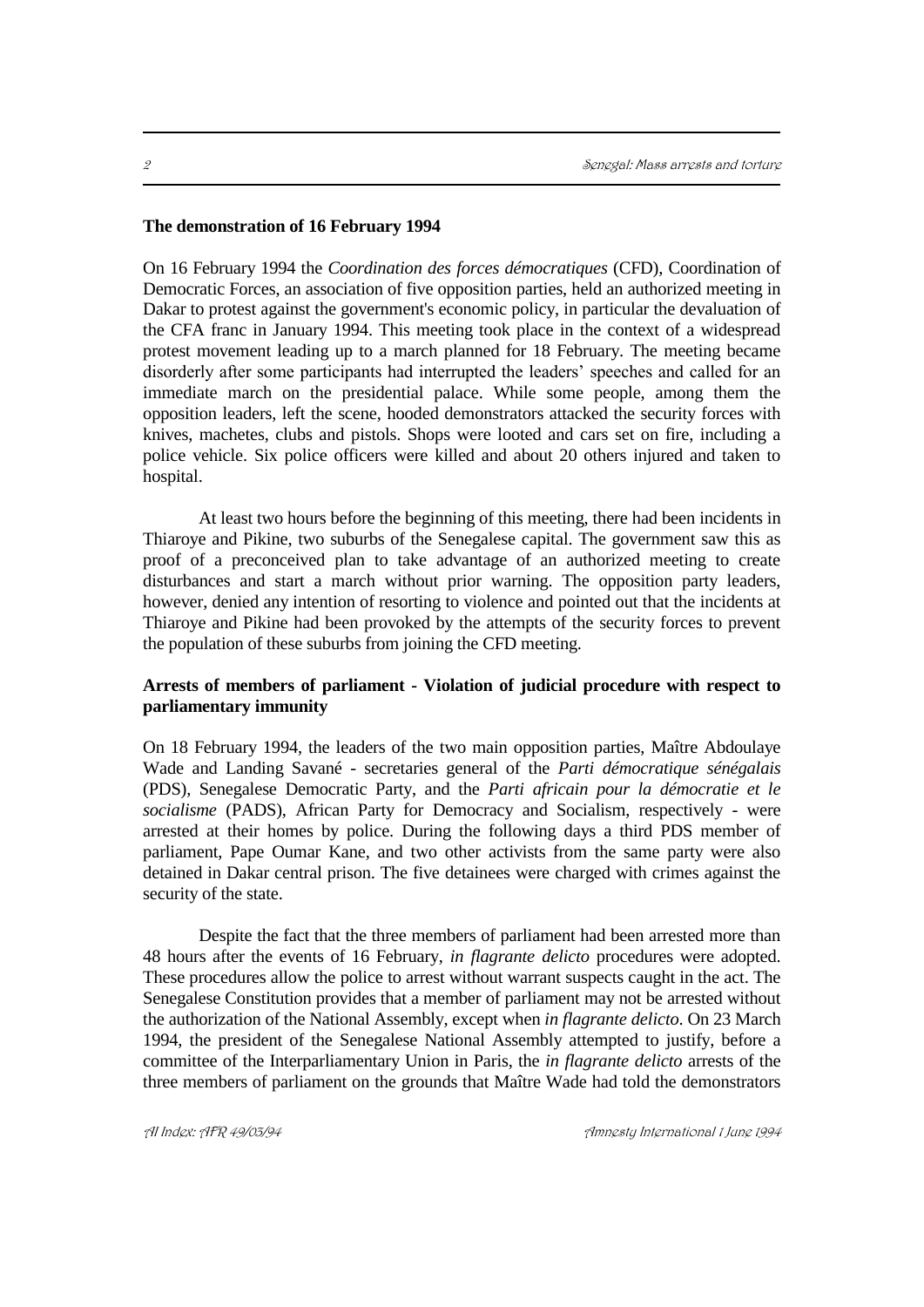**The demonstration of 16 February 1994**

On 16 February 1994 the *Coordination des forces démocratiques* (CFD), Coordination of Democratic Forces, an association of five opposition parties, held an authorized meeting in Dakar to protest against the government's economic policy, in particular the devaluation of the CFA franc in January 1994. This meeting took place in the context of a widespread protest movement leading up to a march planned for 18 February. The meeting became disorderly after some participants had interrupted the leaders' speeches and called for an immediate march on the presidential palace. While some people, among them the opposition leaders, left the scene, hooded demonstrators attacked the security forces with knives, machetes, clubs and pistols. Shops were looted and cars set on fire, including a police vehicle. Six police officers were killed and about 20 others injured and taken to hospital.

At least two hours before the beginning of this meeting, there had been incidents in Thiaroye and Pikine, two suburbs of the Senegalese capital. The government saw this as proof of a preconceived plan to take advantage of an authorized meeting to create disturbances and start a march without prior warning. The opposition party leaders, however, denied any intention of resorting to violence and pointed out that the incidents at Thiaroye and Pikine had been provoked by the attempts of the security forces to prevent the population of these suburbs from joining the CFD meeting.

**Arrests of members of parliament - Violation of judicial procedure with respect to parliamentary immunity**

On 18 February 1994, the leaders of the two main opposition parties, Maître Abdoulaye Wade and Landing Savané - secretaries general of the *Parti démocratique sénégalais* (PDS), Senegalese Democratic Party, and the *Parti africain pour la démocratie et le socialisme* (PADS), African Party for Democracy and Socialism, respectively - were arrested at their homes by police. During the following days a third PDS member of parliament, Pape Oumar Kane, and two other activists from the same party were also detained in Dakar central prison. The five detainees were charged with crimes against the security of the state.

Despite the fact that the three members of parliament had been arrested more than 48 hours after the events of 16 February, *in flagrante delicto* procedures were adopted. These procedures allow the police to arrest without warrant suspects caught in the act. The Senegalese Constitution provides that a member of parliament may not be arrested without the authorization of the National Assembly, except when *in flagrante delicto*. On 23 March 1994, the president of the Senegalese National Assembly attempted to justify, before a committee of the Interparliamentary Union in Paris, the *in flagrante delicto* arrests of the three members of parliament on the grounds that Maître Wade had told the demonstrators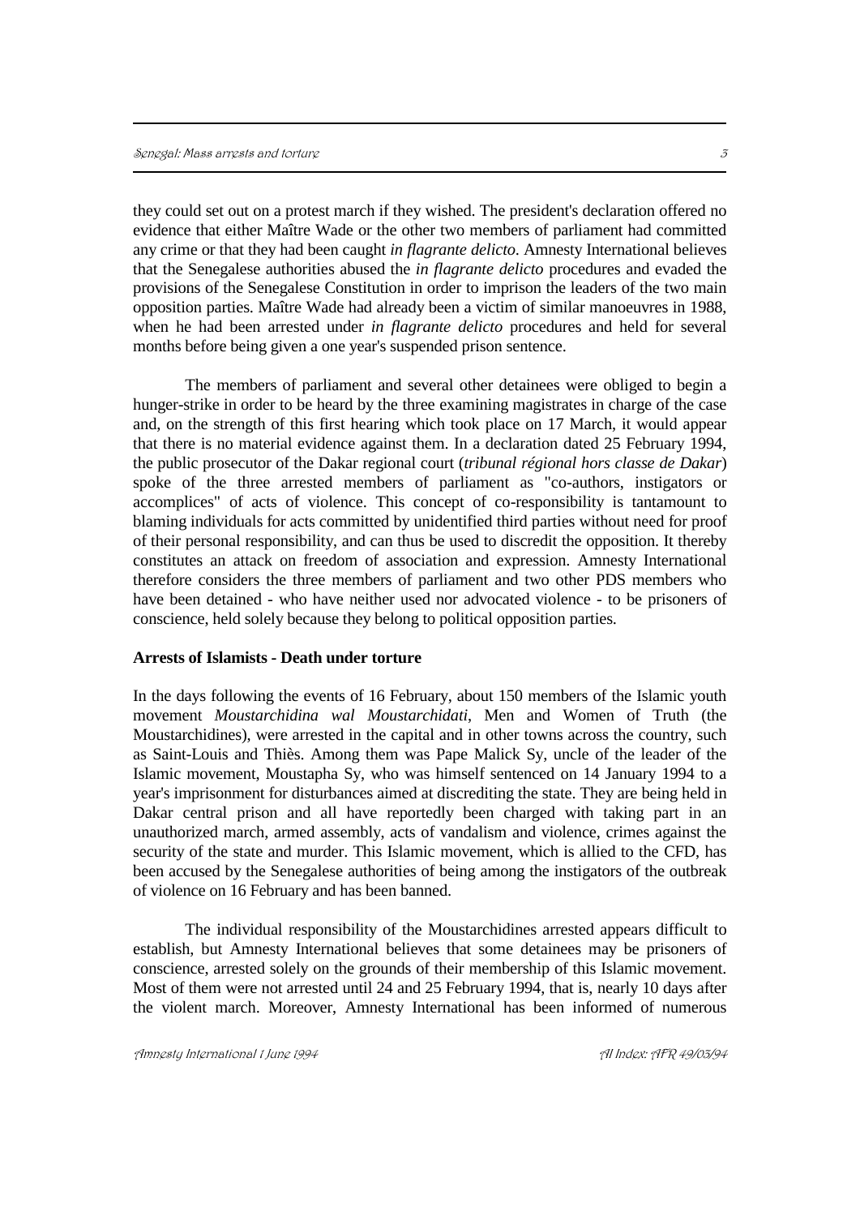they could set out on a protest march if they wished. The president's declaration offered no evidence that either Maître Wade or the other two members of parliament had committed any crime or that they had been caught *in flagrante delicto*. Amnesty International believes that the Senegalese authorities abused the *in flagrante delicto* procedures and evaded the provisions of the Senegalese Constitution in order to imprison the leaders of the two main opposition parties. Maître Wade had already been a victim of similar manoeuvres in 1988, when he had been arrested under *in flagrante delicto* procedures and held for several months before being given a one year's suspended prison sentence.

The members of parliament and several other detainees were obliged to begin a hunger-strike in order to be heard by the three examining magistrates in charge of the case and, on the strength of this first hearing which took place on 17 March, it would appear that there is no material evidence against them. In a declaration dated 25 February 1994, the public prosecutor of the Dakar regional court (*tribunal régional hors classe de Dakar*) spoke of the three arrested members of parliament as "co-authors, instigators or accomplices" of acts of violence. This concept of co-responsibility is tantamount to blaming individuals for acts committed by unidentified third parties without need for proof of their personal responsibility, and can thus be used to discredit the opposition. It thereby constitutes an attack on freedom of association and expression. Amnesty International therefore considers the three members of parliament and two other PDS members who have been detained - who have neither used nor advocated violence - to be prisoners of conscience, held solely because they belong to political opposition parties.

**Arrests of Islamists - Death under torture**

In the days following the events of 16 February, about 150 members of the Islamic youth movement *Moustarchidina wal Moustarchidati*, Men and Women of Truth (the Moustarchidines), were arrested in the capital and in other towns across the country, such as Saint-Louis and Thiès. Among them was Pape Malick Sy, uncle of the leader of the Islamic movement, Moustapha Sy, who was himself sentenced on 14 January 1994 to a year's imprisonment for disturbances aimed at discrediting the state. They are being held in Dakar central prison and all have reportedly been charged with taking part in an unauthorized march, armed assembly, acts of vandalism and violence, crimes against the security of the state and murder. This Islamic movement, which is allied to the CFD, has been accused by the Senegalese authorities of being among the instigators of the outbreak of violence on 16 February and has been banned.

The individual responsibility of the Moustarchidines arrested appears difficult to establish, but Amnesty International believes that some detainees may be prisoners of conscience, arrested solely on the grounds of their membership of this Islamic movement. Most of them were not arrested until 24 and 25 February 1994, that is, nearly 10 days after the violent march. Moreover, Amnesty International has been informed of numerous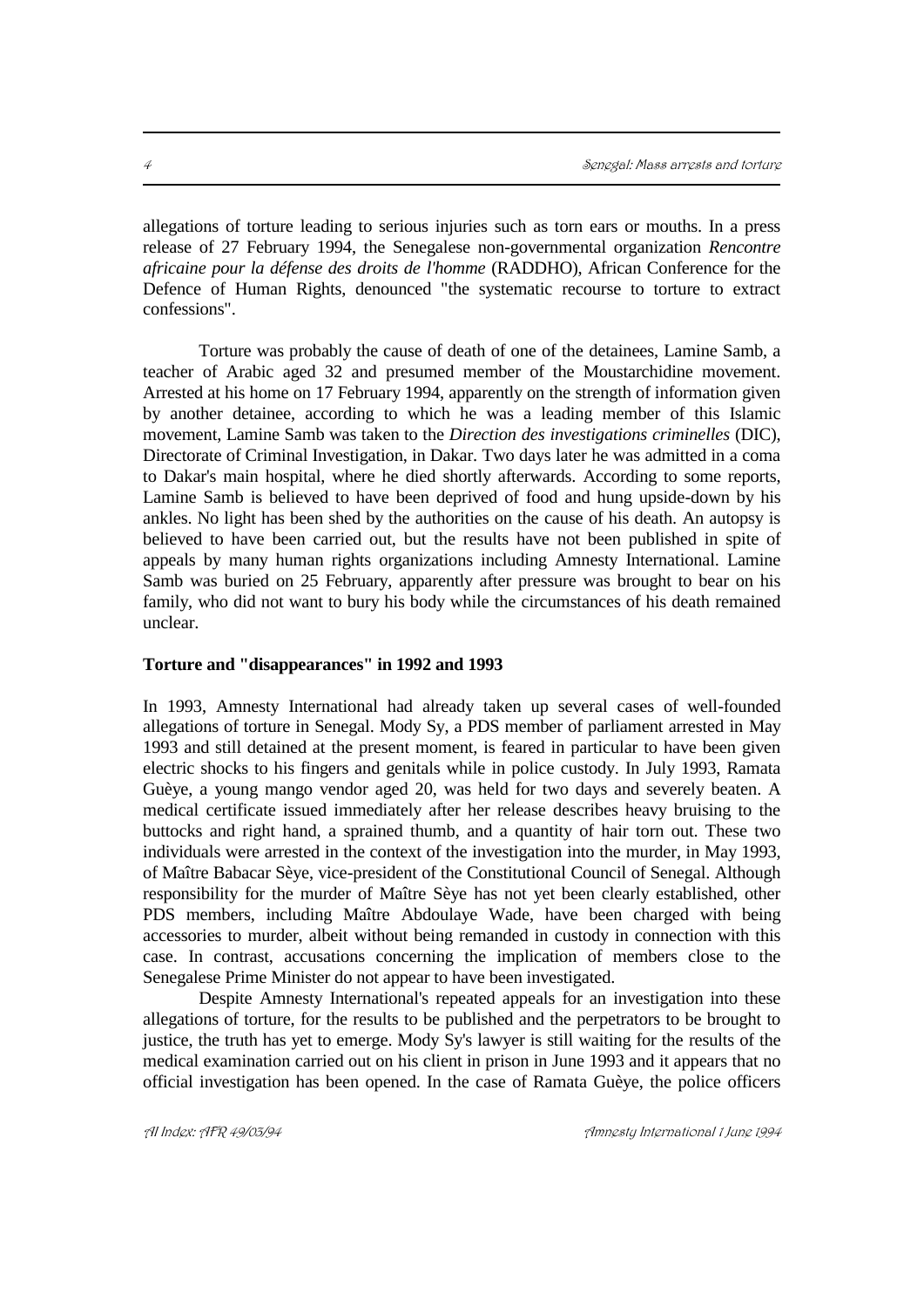allegations of torture leading to serious injuries such as torn ears or mouths. In a press release of 27 February 1994, the Senegalese non-governmental organization *Rencontre africaine pour la défense des droits de l'homme* (RADDHO), African Conference for the Defence of Human Rights, denounced "the systematic recourse to torture to extract confessions".

Torture was probably the cause of death of one of the detainees, Lamine Samb, a teacher of Arabic aged 32 and presumed member of the Moustarchidine movement. Arrested at his home on 17 February 1994, apparently on the strength of information given by another detainee, according to which he was a leading member of this Islamic movement, Lamine Samb was taken to the *Direction des investigations criminelles* (DIC), Directorate of Criminal Investigation, in Dakar. Two days later he was admitted in a coma to Dakar's main hospital, where he died shortly afterwards. According to some reports, Lamine Samb is believed to have been deprived of food and hung upside-down by his ankles. No light has been shed by the authorities on the cause of his death. An autopsy is believed to have been carried out, but the results have not been published in spite of appeals by many human rights organizations including Amnesty International. Lamine Samb was buried on 25 February, apparently after pressure was brought to bear on his family, who did not want to bury his body while the circumstances of his death remained unclear.

**Torture and "disappearances" in 1992 and 1993**

In 1993, Amnesty International had already taken up several cases of well-founded allegations of torture in Senegal. Mody Sy, a PDS member of parliament arrested in May 1993 and still detained at the present moment, is feared in particular to have been given electric shocks to his fingers and genitals while in police custody. In July 1993, Ramata Guèye, a young mango vendor aged 20, was held for two days and severely beaten. A medical certificate issued immediately after her release describes heavy bruising to the buttocks and right hand, a sprained thumb, and a quantity of hair torn out. These two individuals were arrested in the context of the investigation into the murder, in May 1993, of Maître Babacar Sèye, vice-president of the Constitutional Council of Senegal. Although responsibility for the murder of Maître Sèye has not yet been clearly established, other PDS members, including Maître Abdoulaye Wade, have been charged with being accessories to murder, albeit without being remanded in custody in connection with this case. In contrast, accusations concerning the implication of members close to the Senegalese Prime Minister do not appear to have been investigated.

Despite Amnesty International's repeated appeals for an investigation into these allegations of torture, for the results to be published and the perpetrators to be brought to justice, the truth has yet to emerge. Mody Sy's lawyer is still waiting for the results of the medical examination carried out on his client in prison in June 1993 and it appears that no official investigation has been opened. In the case of Ramata Guèye, the police officers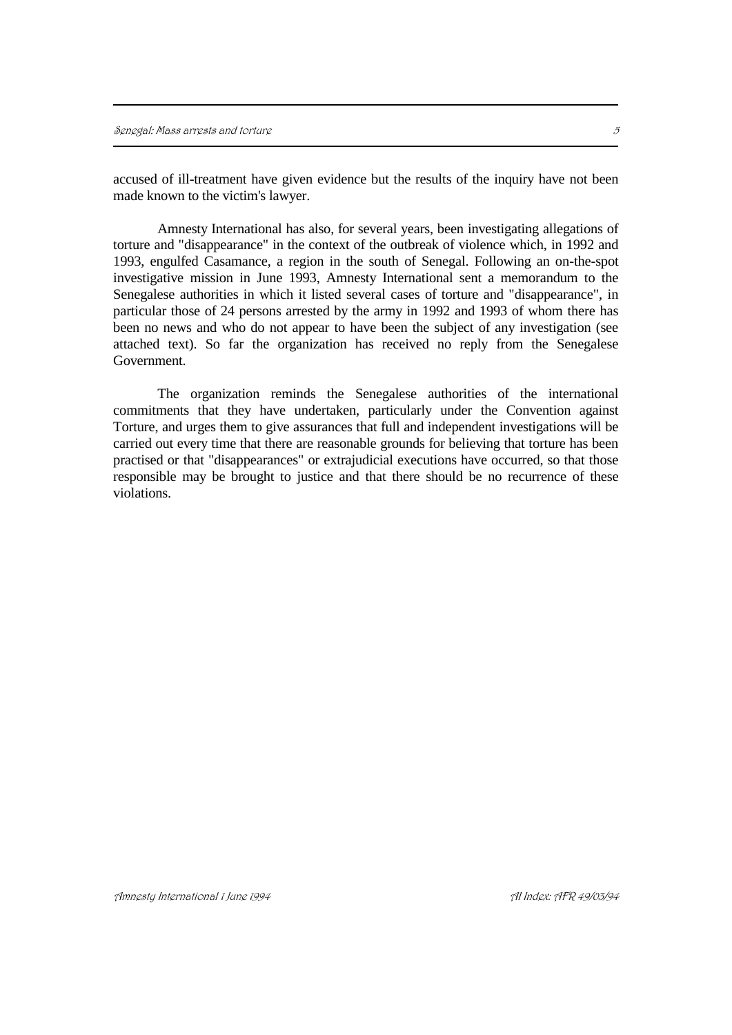accused of ill-treatment have given evidence but the results of the inquiry have not been made known to the victim's lawyer.

Amnesty International has also, for several years, been investigating allegations of torture and "disappearance" in the context of the outbreak of violence which, in 1992 and 1993, engulfed Casamance, a region in the south of Senegal. Following an on-the-spot investigative mission in June 1993, Amnesty International sent a memorandum to the Senegalese authorities in which it listed several cases of torture and "disappearance", in particular those of 24 persons arrested by the army in 1992 and 1993 of whom there has been no news and who do not appear to have been the subject of any investigation (see attached text). So far the organization has received no reply from the Senegalese Government.

The organization reminds the Senegalese authorities of the international commitments that they have undertaken, particularly under the Convention against Torture, and urges them to give assurances that full and independent investigations will be carried out every time that there are reasonable grounds for believing that torture has been practised or that "disappearances" or extrajudicial executions have occurred, so that those responsible may be brought to justice and that there should be no recurrence of these violations.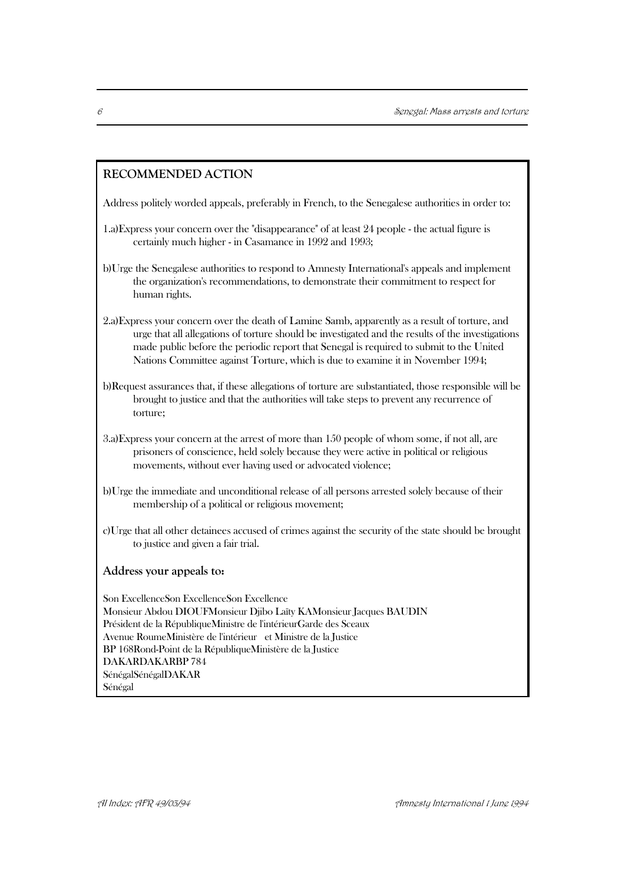## RECOMMENDED ACTION

Address politely worded appeals, preferably in French, to the Senegalese authorities in order to:

1.a)Express your concern over the "disappearance" of at least 24 people - the actual figure is certainly much higher - in Casamance in 1992 and 1993;

b)Urge the Senegalese authorities to respond to Amnesty International's appeals and implement the organization's recommendations, to demonstrate their commitment to respect for human rights.

2.a)Express your concern over the death of Lamine Samb, apparently as a result of torture, and urge that all allegations of torture should be investigated and the results of the investigations made public before the periodic report that Senegal is required to submit to the United Nations Committee against Torture, which is due to examine it in November 1994;

b)Request assurances that, if these allegations of torture are substantiated, those responsible will be brought to justice and that the authorities will take steps to prevent any recurrence of torture;

3.a)Express your concern at the arrest of more than 150 people of whom some, if not all, are prisoners of conscience, held solely because they were active in political or religious movements, without ever having used or advocated violence;

b)Urge the immediate and unconditional release of all persons arrested solely because of their membership of a political or religious movement;

c)Urge that all other detainees accused of crimes against the security of the state should be brought to justice and given a fair trial.

### Address your appeals to:

Son Excellence
Monsieur Abdou DIOUF
Président de la République
Avenue Roume
BP 168
DAKAR
Sénégal

Son Excellence
Monsieur Djibo Laïty KA
Ministre de l'intérieur
Ministère de l'intérieur
Rond-Point de la République
DAKAR
Sénégal

Son Excellence
Monsieur Jacques BAUDIN
Garde des Sceaux
et Ministre de la Justice
Ministère de la Justice
BP 784
DAKAR
Sénégal